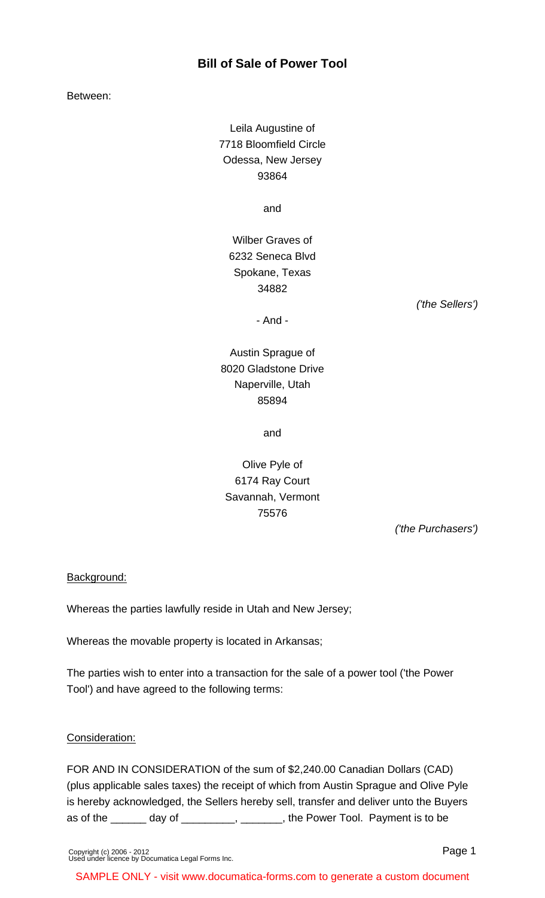# Bill of Sale of Power Tool

Between:

Leila Augustine of
7718 Bloomfield Circle
Odessa, New Jersey
93864

and

Wilber Graves of
6232 Seneca Blvd
Spokane, Texas
34882

*('the Sellers')*

\- And -

Austin Sprague of
8020 Gladstone Drive
Naperville, Utah
85894

and

Olive Pyle of
6174 Ray Court
Savannah, Vermont
75576

*('the Purchasers')*

<u>Background:</u>

Whereas the parties lawfully reside in Utah and New Jersey;

Whereas the movable property is located in Arkansas;

The parties wish to enter into a transaction for the sale of a power tool ('the Power Tool') and have agreed to the following terms:

<u>Consideration:</u>

FOR AND IN CONSIDERATION of the sum of $2,240.00 Canadian Dollars (CAD) (plus applicable sales taxes) the receipt of which from Austin Sprague and Olive Pyle is hereby acknowledged, the Sellers hereby sell, transfer and deliver unto the Buyers as of the ______ day of _________, _______, the Power Tool. Payment is to be

Copyright (c) 2006 - 2012
Used under licence by Documatica Legal Forms Inc.

SAMPLE ONLY - visit www.documatica-forms.com to generate a custom document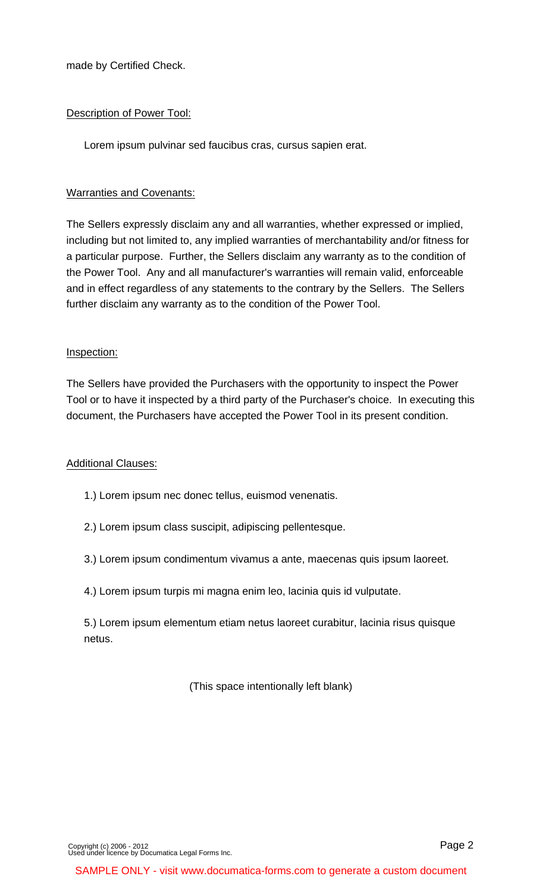made by Certified Check.

Description of Power Tool:

Lorem ipsum pulvinar sed faucibus cras, cursus sapien erat.

Warranties and Covenants:

The Sellers expressly disclaim any and all warranties, whether expressed or implied, including but not limited to, any implied warranties of merchantability and/or fitness for a particular purpose. Further, the Sellers disclaim any warranty as to the condition of the Power Tool. Any and all manufacturer's warranties will remain valid, enforceable and in effect regardless of any statements to the contrary by the Sellers. The Sellers further disclaim any warranty as to the condition of the Power Tool.

Inspection:

The Sellers have provided the Purchasers with the opportunity to inspect the Power Tool or to have it inspected by a third party of the Purchaser's choice. In executing this document, the Purchasers have accepted the Power Tool in its present condition.

Additional Clauses:

1.) Lorem ipsum nec donec tellus, euismod venenatis.

2.) Lorem ipsum class suscipit, adipiscing pellentesque.

3.) Lorem ipsum condimentum vivamus a ante, maecenas quis ipsum laoreet.

4.) Lorem ipsum turpis mi magna enim leo, lacinia quis id vulputate.

5.) Lorem ipsum elementum etiam netus laoreet curabitur, lacinia risus quisque netus.

(This space intentionally left blank)

Copyright (c) 2006 - 2012
Used under licence by Documatica Legal Forms Inc.

SAMPLE ONLY - visit www.documatica-forms.com to generate a custom document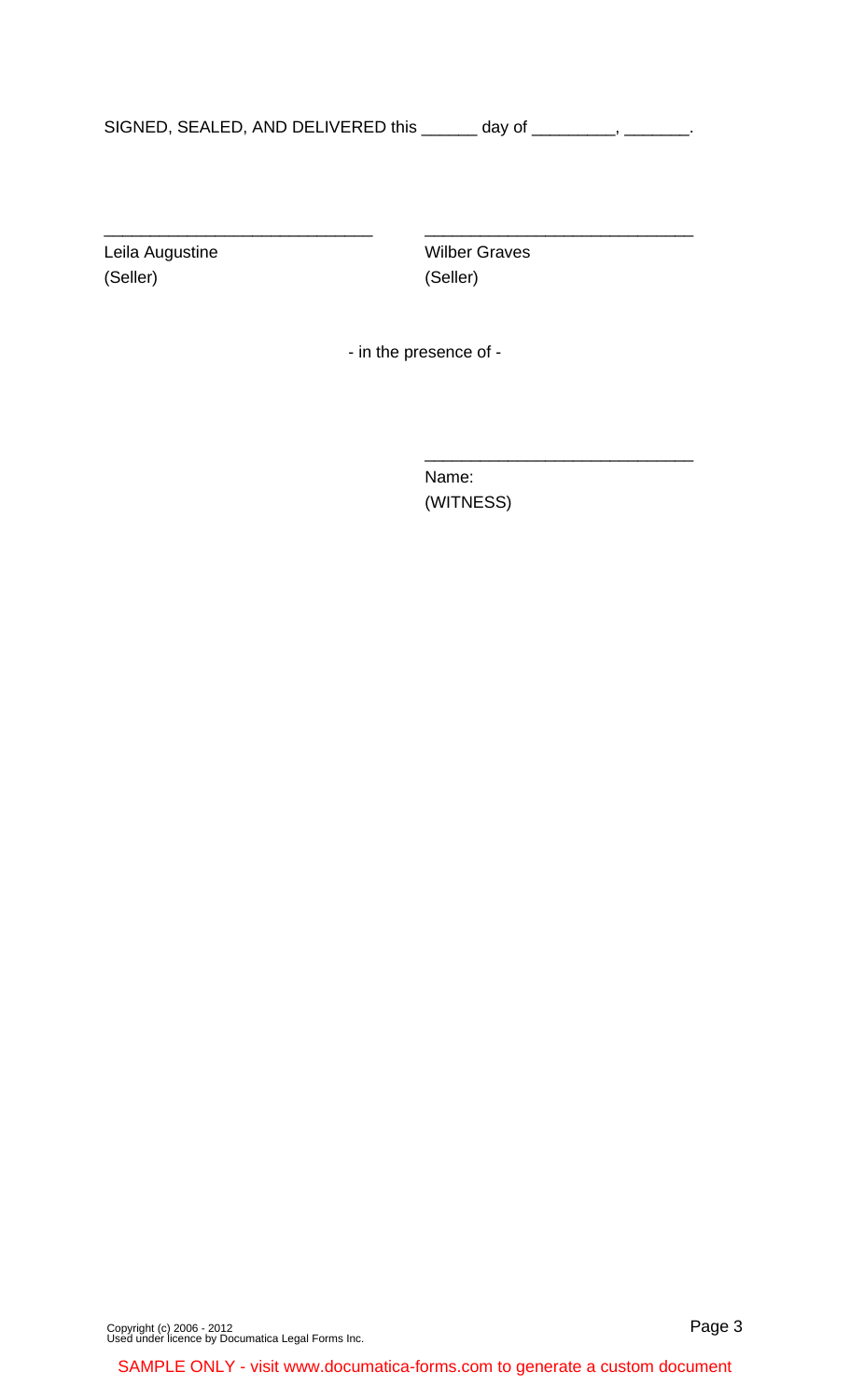SIGNED, SEALED, AND DELIVERED this ______ day of _________, _______.

| | |
|---|---|
| _____________________________ | _____________________________ |
| Leila Augustine | Wilber Graves |
| (Seller) | (Seller) |

- in the presence of -

_____________________________
Name:
(WITNESS)

Copyright (c) 2006 - 2012
Used under licence by Documatica Legal Forms Inc.

SAMPLE ONLY - visit www.documatica-forms.com to generate a custom document